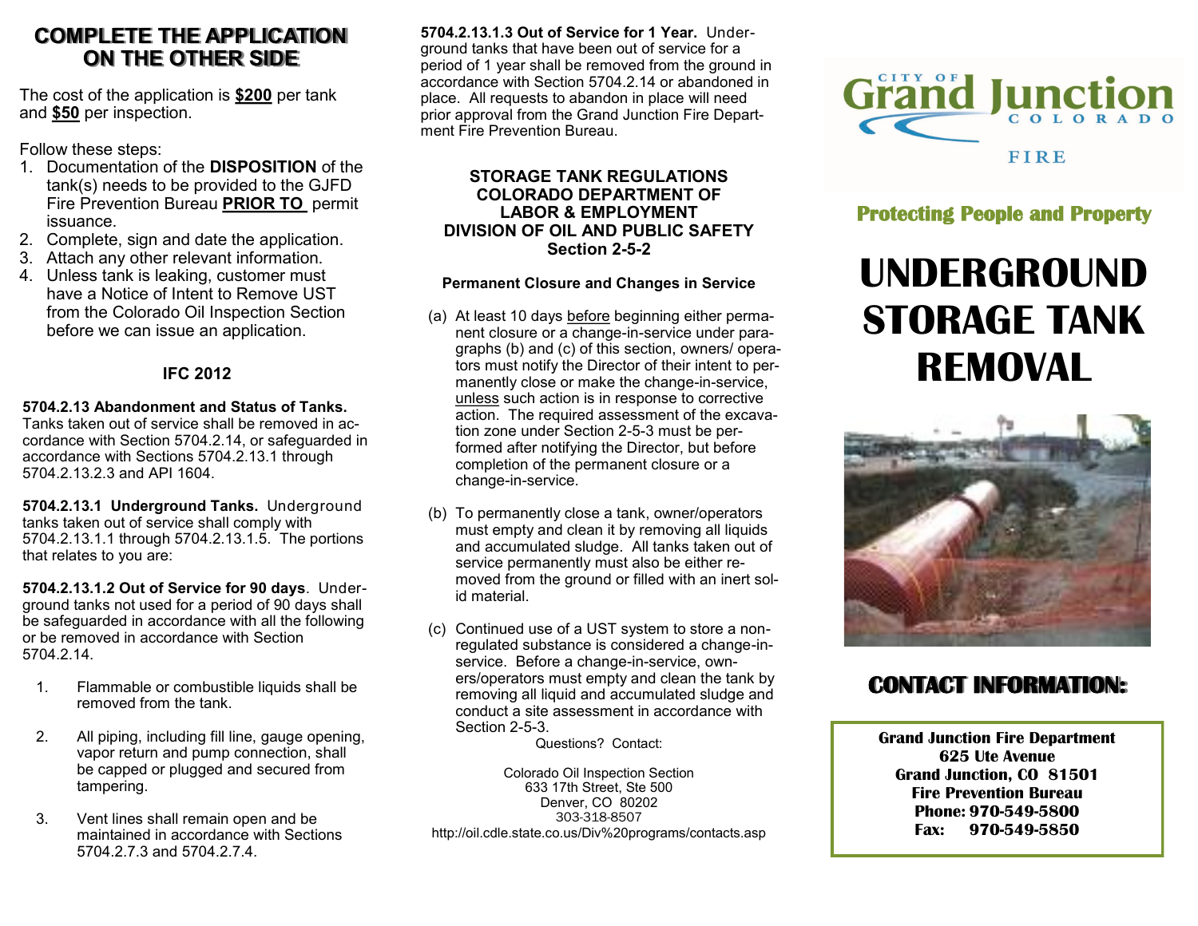## COMPLETE THE APPLICATION ON THE OTHER SIDE

The cost of the application is **$200** per tank and **$50** per inspection.

Follow these steps:

1. Documentation of the **DISPOSITION** of the tank(s) needs to be provided to the GJFD Fire Prevention Bureau **PRIOR TO** permit issuance.
2. Complete, sign and date the application.
3. Attach any other relevant information.
4. Unless tank is leaking, customer must have a Notice of Intent to Remove UST from the Colorado Oil Inspection Section before we can issue an application.

### IFC 2012

**5704.2.13 Abandonment and Status of Tanks.** Tanks taken out of service shall be removed in accordance with Section 5704.2.14, or safeguarded in accordance with Sections 5704.2.13.1 through 5704.2.13.2.3 and API 1604.

**5704.2.13.1 Underground Tanks.** Underground tanks taken out of service shall comply with 5704.2.13.1.1 through 5704.2.13.1.5. The portions that relates to you are:

**5704.2.13.1.2 Out of Service for 90 days**. Underground tanks not used for a period of 90 days shall be safeguarded in accordance with all the following or be removed in accordance with Section 5704.2.14.

1. Flammable or combustible liquids shall be removed from the tank.
2. All piping, including fill line, gauge opening, vapor return and pump connection, shall be capped or plugged and secured from tampering.
3. Vent lines shall remain open and be maintained in accordance with Sections 5704.2.7.3 and 5704.2.7.4.

**5704.2.13.1.3 Out of Service for 1 Year.** Underground tanks that have been out of service for a period of 1 year shall be removed from the ground in accordance with Section 5704.2.14 or abandoned in place. All requests to abandon in place will need prior approval from the Grand Junction Fire Department Fire Prevention Bureau.

### STORAGE TANK REGULATIONS COLORADO DEPARTMENT OF LABOR & EMPLOYMENT DIVISION OF OIL AND PUBLIC SAFETY Section 2-5-2

**Permanent Closure and Changes in Service**

(a) At least 10 days before beginning either permanent closure or a change-in-service under paragraphs (b) and (c) of this section, owners/ operators must notify the Director of their intent to permanently close or make the change-in-service, unless such action is in response to corrective action. The required assessment of the excavation zone under Section 2-5-3 must be performed after notifying the Director, but before completion of the permanent closure or a change-in-service.

(b) To permanently close a tank, owner/operators must empty and clean it by removing all liquids and accumulated sludge. All tanks taken out of service permanently must also be either removed from the ground or filled with an inert solid material.

(c) Continued use of a UST system to store a non-regulated substance is considered a change-in-service. Before a change-in-service, owners/operators must empty and clean the tank by removing all liquid and accumulated sludge and conduct a site assessment in accordance with Section 2-5-3.

Questions? Contact:

Colorado Oil Inspection Section
633 17th Street, Ste 500
Denver, CO 80202
303-318-8507
http://oil.cdle.state.co.us/Div%20programs/contacts.asp

CITY OF Grand Junction COLORADO FIRE

**Protecting People and Property**

# UNDERGROUND STORAGE TANK REMOVAL

## CONTACT INFORMATION:

**Grand Junction Fire Department**
**625 Ute Avenue**
**Grand Junction, CO 81501**
**Fire Prevention Bureau**
**Phone: 970-549-5800**
**Fax: 970-549-5850**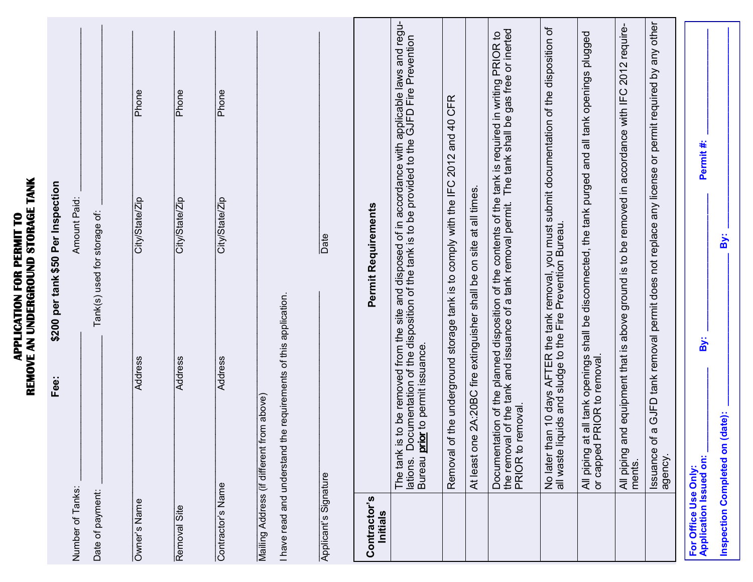# APPLICATION FOR PERMIT TO REMOVE AN UNDERGROUND STORAGE TANK

**Fee: $200 per tank $50 Per Inspection**

Number of Tanks: ______________ Amount Paid: ______________

Date of payment: ______________ Tank(s) used for storage of: ______________

______________________________________________
Owner's Name Address City/State/Zip Phone

______________________________________________
Removal Site Address City/State/Zip Phone

______________________________________________
Contractor's Name Address City/State/Zip Phone

______________________________________________
Mailing Address (if different from above)

I have read and understand the requirements of this application.

______________________________ ______________
Applicant's Signature Date

| Contractor's Initials | Permit Requirements |
|---|---|
| | The tank is to be removed from the site and disposed of in accordance with applicable laws and regulations. Documentation of the disposition of the tank is to be provided to the GJFD Fire Prevention Bureau **prior** to permit issuance. |
| | Removal of the underground storage tank is to comply with the IFC 2012 and 40 CFR |
| | At least one 2A:20BC fire extinguisher shall be on site at all times. |
| | Documentation of the planned disposition of the contents of the tank is required in writing PRIOR to the removal of the tank and issuance of a tank removal permit. The tank shall be gas free or inerted PRIOR to removal. |
| | No later than 10 days AFTER the tank removal, you must submit documentation of the disposition of all waste liquids and sludge to the Fire Prevention Bureau. |
| | All piping at all tank openings shall be disconnected, the tank purged and all tank openings plugged or capped PRIOR to removal. |
| | All piping and equipment that is above ground is to be removed in accordance with IFC 2012 requirements. |
| | Issuance of a GJFD tank removal permit does not replace any license or permit required by any other agency. |

**For Office Use Only:**

**Application Issued on:** ______________ **By:** ______________ **Permit #:** ______________

**Inspection Completed on (date):** ______________ **By:** ______________